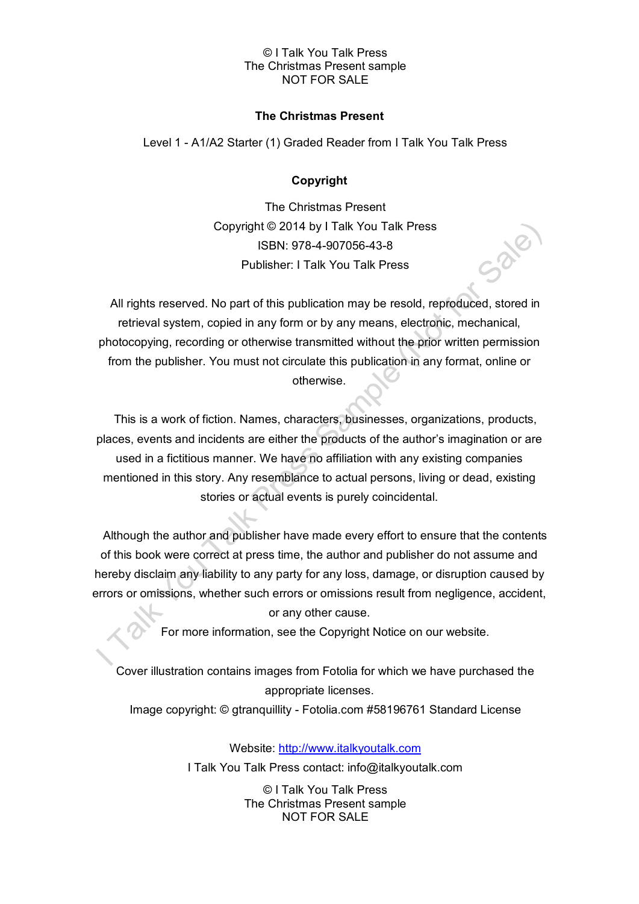**The Christmas Present**

Level 1 - A1/A2 Starter (1) Graded Reader from I Talk You Talk Press

## Copyright

The Christmas Present
Copyright © 2014 by I Talk You Talk Press
ISBN: 978-4-907056-43-8
Publisher: I Talk You Talk Press

All rights reserved. No part of this publication may be resold, reproduced, stored in retrieval system, copied in any form or by any means, electronic, mechanical, photocopying, recording or otherwise transmitted without the prior written permission from the publisher. You must not circulate this publication in any format, online or otherwise.

This is a work of fiction. Names, characters, businesses, organizations, products, places, events and incidents are either the products of the author's imagination or are used in a fictitious manner. We have no affiliation with any existing companies mentioned in this story. Any resemblance to actual persons, living or dead, existing stories or actual events is purely coincidental.

Although the author and publisher have made every effort to ensure that the contents of this book were correct at press time, the author and publisher do not assume and hereby disclaim any liability to any party for any loss, damage, or disruption caused by errors or omissions, whether such errors or omissions result from negligence, accident, or any other cause.

For more information, see the Copyright Notice on our website.

Cover illustration contains images from Fotolia for which we have purchased the appropriate licenses.
Image copyright: © gtranquillity - Fotolia.com #58196761 Standard License

Website: [http://www.italkyoutalk.com](http://www.italkyoutalk.com)
I Talk You Talk Press contact: info@italkyoutalk.com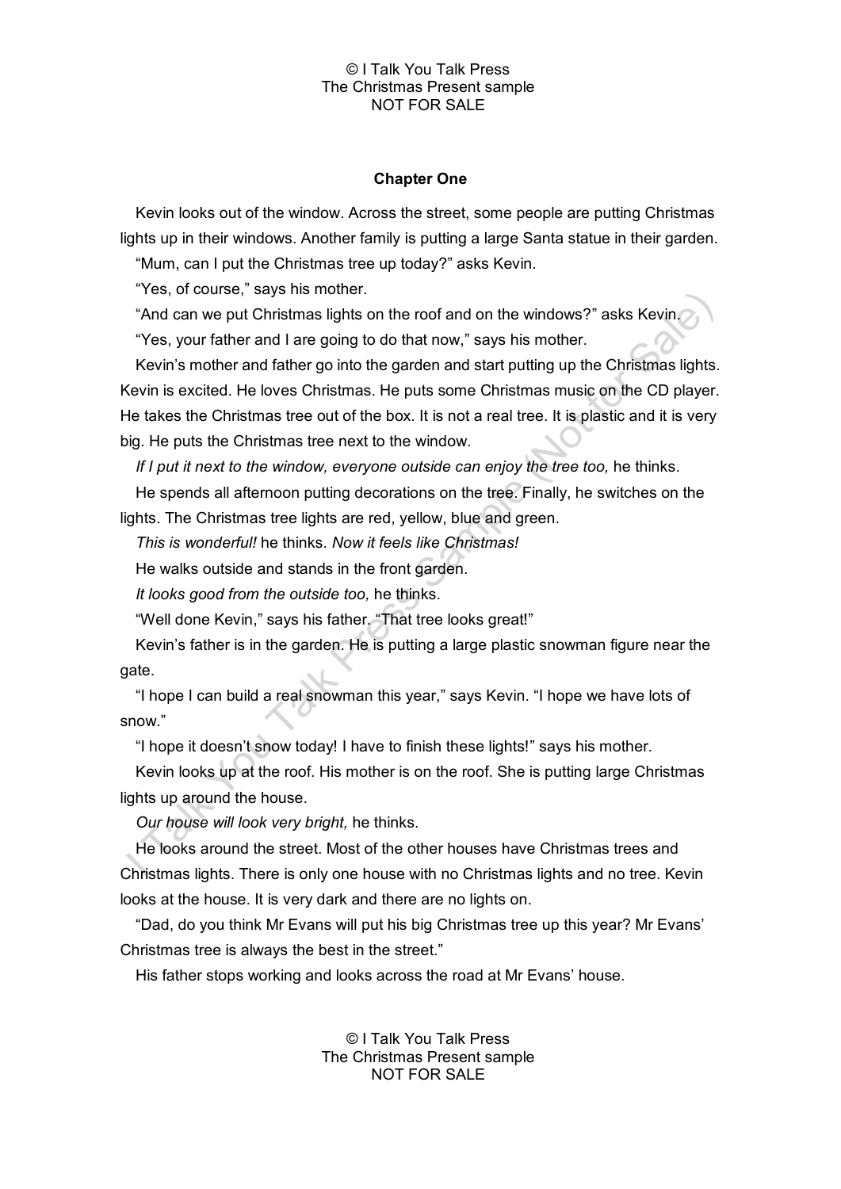## Chapter One

Kevin looks out of the window. Across the street, some people are putting Christmas lights up in their windows. Another family is putting a large Santa statue in their garden.

"Mum, can I put the Christmas tree up today?" asks Kevin.

"Yes, of course," says his mother.

"And can we put Christmas lights on the roof and on the windows?" asks Kevin.

"Yes, your father and I are going to do that now," says his mother.

Kevin's mother and father go into the garden and start putting up the Christmas lights. Kevin is excited. He loves Christmas. He puts some Christmas music on the CD player. He takes the Christmas tree out of the box. It is not a real tree. It is plastic and it is very big. He puts the Christmas tree next to the window.

*If I put it next to the window, everyone outside can enjoy the tree too,* he thinks.

He spends all afternoon putting decorations on the tree. Finally, he switches on the lights. The Christmas tree lights are red, yellow, blue and green.

*This is wonderful!* he thinks. *Now it feels like Christmas!*

He walks outside and stands in the front garden.

*It looks good from the outside too,* he thinks.

"Well done Kevin," says his father. "That tree looks great!"

Kevin's father is in the garden. He is putting a large plastic snowman figure near the gate.

"I hope I can build a real snowman this year," says Kevin. "I hope we have lots of snow."

"I hope it doesn't snow today! I have to finish these lights!" says his mother.

Kevin looks up at the roof. His mother is on the roof. She is putting large Christmas lights up around the house.

*Our house will look very bright,* he thinks.

He looks around the street. Most of the other houses have Christmas trees and Christmas lights. There is only one house with no Christmas lights and no tree. Kevin looks at the house. It is very dark and there are no lights on.

"Dad, do you think Mr Evans will put his big Christmas tree up this year? Mr Evans' Christmas tree is always the best in the street."

His father stops working and looks across the road at Mr Evans' house.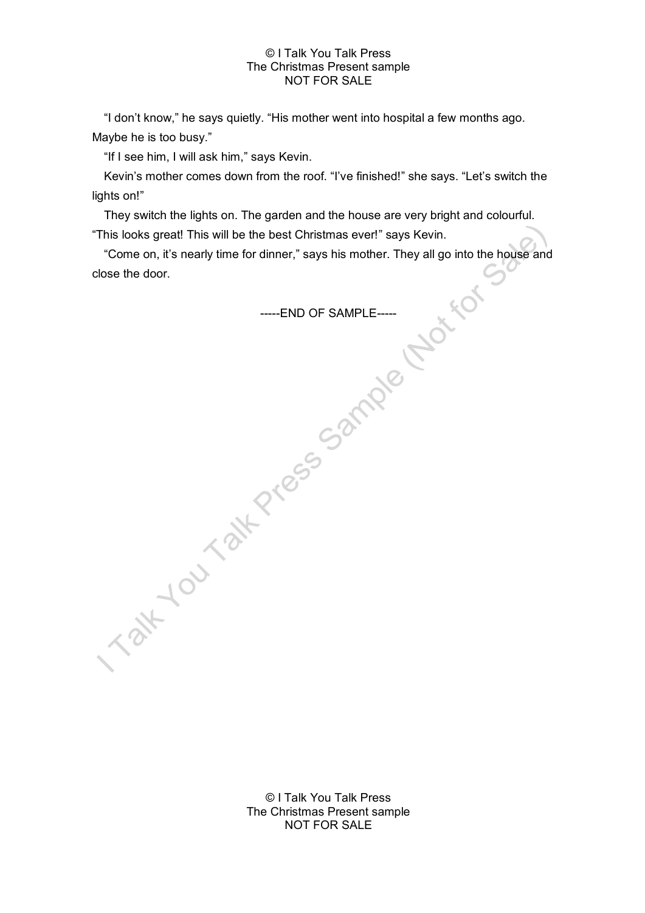"I don't know," he says quietly. "His mother went into hospital a few months ago. Maybe he is too busy."

"If I see him, I will ask him," says Kevin.

Kevin's mother comes down from the roof. "I've finished!" she says. "Let's switch the lights on!"

They switch the lights on. The garden and the house are very bright and colourful. "This looks great! This will be the best Christmas ever!" says Kevin.

"Come on, it's nearly time for dinner," says his mother. They all go into the house and close the door.

-----END OF SAMPLE-----